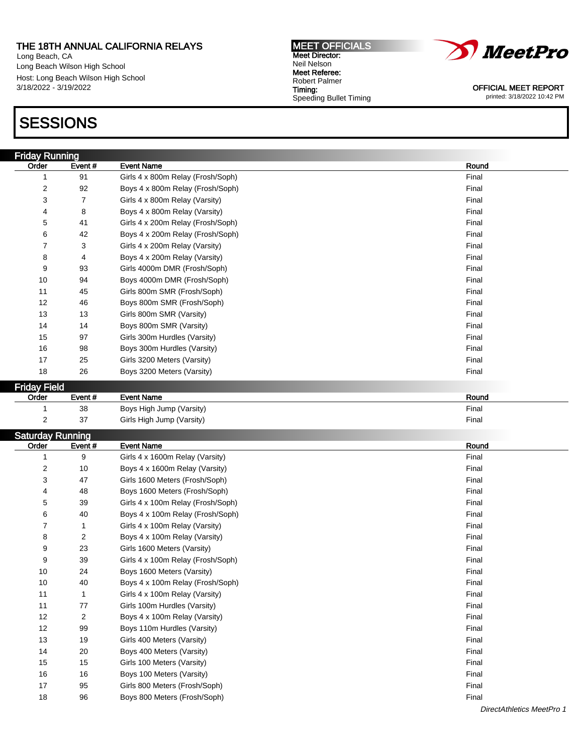THE 18TH ANNUAL CALIFORNIA RELAYS
Long Beach, CA
Long Beach Wilson High School
Host: Long Beach Wilson High School
3/18/2022 - 3/19/2022

**MEET OFFICIALS**
**Meet Director:**
Neil Nelson
**Meet Referee:**
Robert Palmer
**Timing:**
Speeding Bullet Timing

MeetPro

OFFICIAL MEET REPORT
printed: 3/18/2022 10:42 PM

# SESSIONS

## Friday Running

| Order | Event # | Event Name | Round |
|---|---|---|---|
| 1 | 91 | Girls 4 x 800m Relay (Frosh/Soph) | Final |
| 2 | 92 | Boys 4 x 800m Relay (Frosh/Soph) | Final |
| 3 | 7 | Girls 4 x 800m Relay (Varsity) | Final |
| 4 | 8 | Boys 4 x 800m Relay (Varsity) | Final |
| 5 | 41 | Girls 4 x 200m Relay (Frosh/Soph) | Final |
| 6 | 42 | Boys 4 x 200m Relay (Frosh/Soph) | Final |
| 7 | 3 | Girls 4 x 200m Relay (Varsity) | Final |
| 8 | 4 | Boys 4 x 200m Relay (Varsity) | Final |
| 9 | 93 | Girls 4000m DMR (Frosh/Soph) | Final |
| 10 | 94 | Boys 4000m DMR (Frosh/Soph) | Final |
| 11 | 45 | Girls 800m SMR (Frosh/Soph) | Final |
| 12 | 46 | Boys 800m SMR (Frosh/Soph) | Final |
| 13 | 13 | Girls 800m SMR (Varsity) | Final |
| 14 | 14 | Boys 800m SMR (Varsity) | Final |
| 15 | 97 | Girls 300m Hurdles (Varsity) | Final |
| 16 | 98 | Boys 300m Hurdles (Varsity) | Final |
| 17 | 25 | Girls 3200 Meters (Varsity) | Final |
| 18 | 26 | Boys 3200 Meters (Varsity) | Final |

## Friday Field

| Order | Event # | Event Name | Round |
|---|---|---|---|
| 1 | 38 | Boys High Jump (Varsity) | Final |
| 2 | 37 | Girls High Jump (Varsity) | Final |

## Saturday Running

| Order | Event # | Event Name | Round |
|---|---|---|---|
| 1 | 9 | Girls 4 x 1600m Relay (Varsity) | Final |
| 2 | 10 | Boys 4 x 1600m Relay (Varsity) | Final |
| 3 | 47 | Girls 1600 Meters (Frosh/Soph) | Final |
| 4 | 48 | Boys 1600 Meters (Frosh/Soph) | Final |
| 5 | 39 | Girls 4 x 100m Relay (Frosh/Soph) | Final |
| 6 | 40 | Boys 4 x 100m Relay (Frosh/Soph) | Final |
| 7 | 1 | Girls 4 x 100m Relay (Varsity) | Final |
| 8 | 2 | Boys 4 x 100m Relay (Varsity) | Final |
| 9 | 23 | Girls 1600 Meters (Varsity) | Final |
| 9 | 39 | Girls 4 x 100m Relay (Frosh/Soph) | Final |
| 10 | 24 | Boys 1600 Meters (Varsity) | Final |
| 10 | 40 | Boys 4 x 100m Relay (Frosh/Soph) | Final |
| 11 | 1 | Girls 4 x 100m Relay (Varsity) | Final |
| 11 | 77 | Girls 100m Hurdles (Varsity) | Final |
| 12 | 2 | Boys 4 x 100m Relay (Varsity) | Final |
| 12 | 99 | Boys 110m Hurdles (Varsity) | Final |
| 13 | 19 | Girls 400 Meters (Varsity) | Final |
| 14 | 20 | Boys 400 Meters (Varsity) | Final |
| 15 | 15 | Girls 100 Meters (Varsity) | Final |
| 16 | 16 | Boys 100 Meters (Varsity) | Final |
| 17 | 95 | Girls 800 Meters (Frosh/Soph) | Final |
| 18 | 96 | Boys 800 Meters (Frosh/Soph) | Final |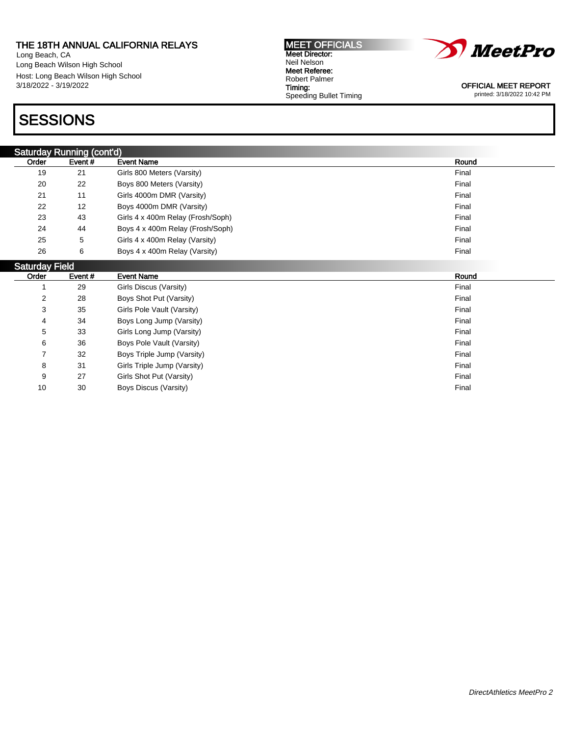THE 18TH ANNUAL CALIFORNIA RELAYS
Long Beach, CA
Long Beach Wilson High School
Host: Long Beach Wilson High School
3/18/2022 - 3/19/2022

**MEET OFFICIALS**
**Meet Director:**
Neil Nelson
**Meet Referee:**
Robert Palmer
**Timing:**
Speeding Bullet Timing

OFFICIAL MEET REPORT
printed: 3/18/2022 10:42 PM

# SESSIONS

## Saturday Running (cont'd)

| Order | Event # | Event Name | Round |
|---|---|---|---|
| 19 | 21 | Girls 800 Meters (Varsity) | Final |
| 20 | 22 | Boys 800 Meters (Varsity) | Final |
| 21 | 11 | Girls 4000m DMR (Varsity) | Final |
| 22 | 12 | Boys 4000m DMR (Varsity) | Final |
| 23 | 43 | Girls 4 x 400m Relay (Frosh/Soph) | Final |
| 24 | 44 | Boys 4 x 400m Relay (Frosh/Soph) | Final |
| 25 | 5 | Girls 4 x 400m Relay (Varsity) | Final |
| 26 | 6 | Boys 4 x 400m Relay (Varsity) | Final |

## Saturday Field

| Order | Event # | Event Name | Round |
|---|---|---|---|
| 1 | 29 | Girls Discus (Varsity) | Final |
| 2 | 28 | Boys Shot Put (Varsity) | Final |
| 3 | 35 | Girls Pole Vault (Varsity) | Final |
| 4 | 34 | Boys Long Jump (Varsity) | Final |
| 5 | 33 | Girls Long Jump (Varsity) | Final |
| 6 | 36 | Boys Pole Vault (Varsity) | Final |
| 7 | 32 | Boys Triple Jump (Varsity) | Final |
| 8 | 31 | Girls Triple Jump (Varsity) | Final |
| 9 | 27 | Girls Shot Put (Varsity) | Final |
| 10 | 30 | Boys Discus (Varsity) | Final |